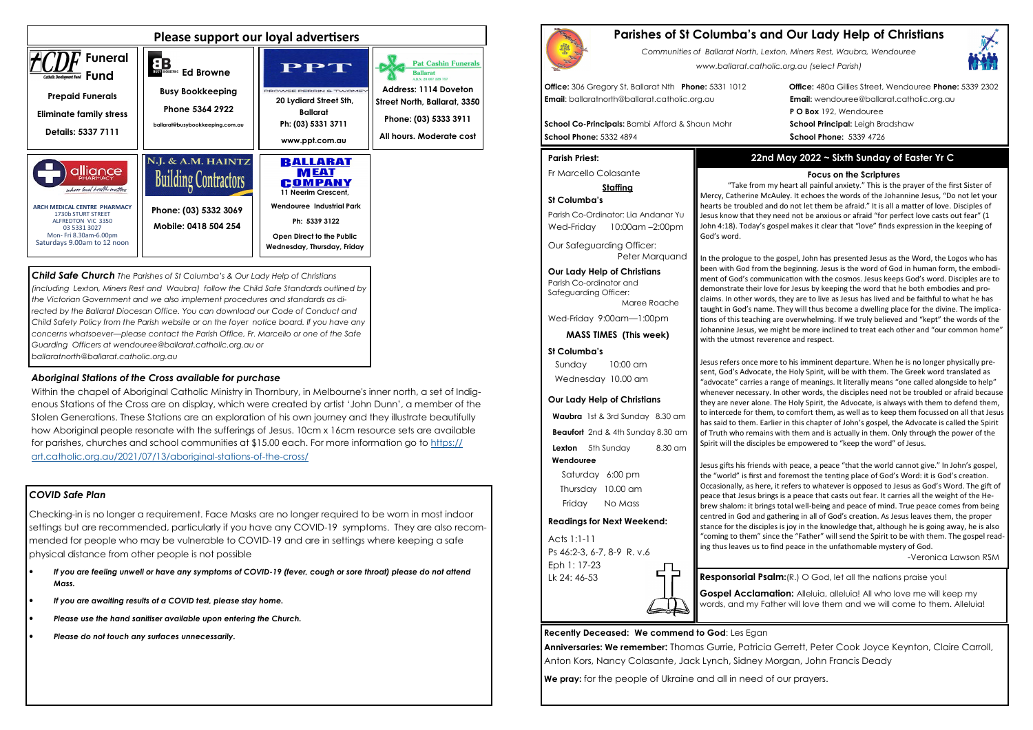## Please support our loyal advertisers

**CDF Funeral Fund**
Catholic Development Fund
**Prepaid Funerals**
**Eliminate family stress**
**Details: 5337 7111**

**Ed Browne**
**Busy Bookkeeping**
**Phone 5364 2922**
ballarat@busybookkeeping.com.au

**PPT**
PROWSE PERRIN & TWOMEY
**20 Lydiard Street Sth, Ballarat**
**Ph: (03) 5331 3711**
**www.ppt.com.au**

**Pat Cashin Funerals Ballarat**
**Address: 1114 Doveton Street North, Ballarat, 3350**
**Phone: (03) 5333 3911**
**All hours. Moderate cost**

**alliance PHARMACY** where local health matters
**ARCH MEDICAL CENTRE PHARMACY**
1730b STURT STREET
ALFREDTON VIC 3350
03 5331 3027
Mon- Fri 8.30am-6.00pm
Saturdays 9.00am to 12 noon

**N.J. & A.M. HAINTZ Building Contractors**
**Phone: (03) 5332 3069**
**Mobile: 0418 504 254**

**BALLARAT MEAT COMPANY**
**11 Neerim Crescent, Wendouree Industrial Park**
**Ph: 5339 3122**
**Open Direct to the Public Wednesday, Thursday, Friday**

***Child Safe Church*** *The Parishes of St Columba's & Our Lady Help of Christians (including Lexton, Miners Rest and Waubra) follow the Child Safe Standards outlined by the Victorian Government and we also implement procedures and standards as directed by the Ballarat Diocesan Office. You can download our Code of Conduct and Child Safety Policy from the Parish website or on the foyer notice board. If you have any concerns whatsoever—please contact the Parish Office, Fr. Marcello or one of the Safe Guarding Officers at wendouree@ballarat.catholic.org.au or ballaratnorth@ballarat.catholic.org.au*

### *Aboriginal Stations of the Cross available for purchase*

Within the chapel of Aboriginal Catholic Ministry in Thornbury, in Melbourne's inner north, a set of Indigenous Stations of the Cross are on display, which were created by artist 'John Dunn', a member of the Stolen Generations. These Stations are an exploration of his own journey and they illustrate beautifully how Aboriginal people resonate with the sufferings of Jesus. 10cm x 16cm resource sets are available for parishes, churches and school communities at $15.00 each. For more information go to https://art.catholic.org.au/2021/07/13/aboriginal-stations-of-the-cross/

### *COVID Safe Plan*

Checking-in is no longer a requirement. Face Masks are no longer required to be worn in most indoor settings but are recommended, particularly if you have any COVID-19 symptoms. They are also recommended for people who may be vulnerable to COVID-19 and are in settings where keeping a safe physical distance from other people is not possible

- ***If you are feeling unwell or have any symptoms of COVID-19 (fever, cough or sore throat) please do not attend Mass.***
- ***If you are awaiting results of a COVID test, please stay home.***
- ***Please use the hand sanitiser available upon entering the Church.***
- ***Please do not touch any surfaces unnecessarily.***

# Parishes of St Columba's and Our Lady Help of Christians

*Communities of Ballarat North, Lexton, Miners Rest, Waubra, Wendouree*
*www.ballarat.catholic.org.au (select Parish)*

**Office:** 306 Gregory St, Ballarat Nth **Phone:** 5331 1012
**Email**: ballaratnorth@ballarat.catholic.org.au

**School Co-Principals:** Bambi Afford & Shaun Mohr
**School Phone:** 5332 4894

**Office:** 480a Gillies Street, Wendouree **Phone:** 5339 2302
**Email:** wendouree@ballarat.catholic.org.au
**P O Box** 192, Wendouree
**School Principal:** Leigh Bradshaw
**School Phone:** 5339 4726

### Parish Priest:

Fr Marcello Colasante

**Staffing**

**St Columba's**
Parish Co-Ordinator: Lia Andanar Yu
Wed-Friday 10:00am –2:00pm

Our Safeguarding Officer: Peter Marquand

**Our Lady Help of Christians**
Parish Co-ordinator and Safeguarding Officer: Maree Roache

Wed-Friday 9:00am—1:00pm

**MASS TIMES (This week)**

**St Columba's**
Sunday 10:00 am
Wednesday 10.00 am

**Our Lady Help of Christians**
**Waubra** 1st & 3rd Sunday 8.30 am
**Beaufort** 2nd & 4th Sunday 8.30 am
**Lexton** 5th Sunday 8.30 am
**Wendouree**
Saturday 6:00 pm
Thursday 10.00 am
Friday No Mass

**Readings for Next Weekend:**
Acts 1:1-11
Ps 46:2-3, 6-7, 8-9 R. v.6
Eph 1: 17-23
Lk 24: 46-53

### 22nd May 2022 ~ Sixth Sunday of Easter Yr C

**Focus on the Scriptures**

"Take from my heart all painful anxiety." This is the prayer of the first Sister of Mercy, Catherine McAuley. It echoes the words of the Johannine Jesus, "Do not let your hearts be troubled and do not let them be afraid." It is all a matter of love. Disciples of Jesus know that they need not be anxious or afraid "for perfect love casts out fear" (1 John 4:18). Today's gospel makes it clear that "love" finds expression in the keeping of God's word.

In the prologue to the gospel, John has presented Jesus as the Word, the Logos who has been with God from the beginning. Jesus is the word of God in human form, the embodiment of God's communication with the cosmos. Jesus keeps God's word. Disciples are to demonstrate their love for Jesus by keeping the word that he both embodies and proclaims. In other words, they are to live as Jesus has lived and be faithful to what he has taught in God's name. They will thus become a dwelling place for the divine. The implications of this teaching are overwhelming. If we truly believed and "kept" the words of the Johannine Jesus, we might be more inclined to treat each other and "our common home" with the utmost reverence and respect.

Jesus refers once more to his imminent departure. When he is no longer physically present, God's Advocate, the Holy Spirit, will be with them. The Greek word translated as "advocate" carries a range of meanings. It literally means "one called alongside to help" whenever necessary. In other words, the disciples need not be troubled or afraid because they are never alone. The Holy Spirit, the Advocate, is always with them to defend them, to intercede for them, to comfort them, as well as to keep them focussed on all that Jesus has said to them. Earlier in this chapter of John's gospel, the Advocate is called the Spirit of Truth who remains with them and is actually in them. Only through the power of the Spirit will the disciples be empowered to "keep the word" of Jesus.

Jesus gifts his friends with peace, a peace "that the world cannot give." In John's gospel, the "world" is first and foremost the tenting place of God's Word: it is God's creation. Occasionally, as here, it refers to whatever is opposed to Jesus as God's Word. The gift of peace that Jesus brings is a peace that casts out fear. It carries all the weight of the Hebrew shalom: it brings total well-being and peace of mind. True peace comes from being centred in God and gathering in all of God's creation. As Jesus leaves them, the proper stance for the disciples is joy in the knowledge that, although he is going away, he is also "coming to them" since the "Father" will send the Spirit to be with them. The gospel reading thus leaves us to find peace in the unfathomable mystery of God.

-Veronica Lawson RSM

**Responsorial Psalm:**(R.) O God, let all the nations praise you!

**Gospel Acclamation:** Alleluia, alleluia! All who love me will keep my words, and my Father will love them and we will come to them. Alleluia!

**Recently Deceased: We commend to God**: Les Egan

**Anniversaries: We remember:** Thomas Gurrie, Patricia Gerrett, Peter Cook Joyce Keynton, Claire Carroll, Anton Kors, Nancy Colasante, Jack Lynch, Sidney Morgan, John Francis Deady

**We pray:** for the people of Ukraine and all in need of our prayers.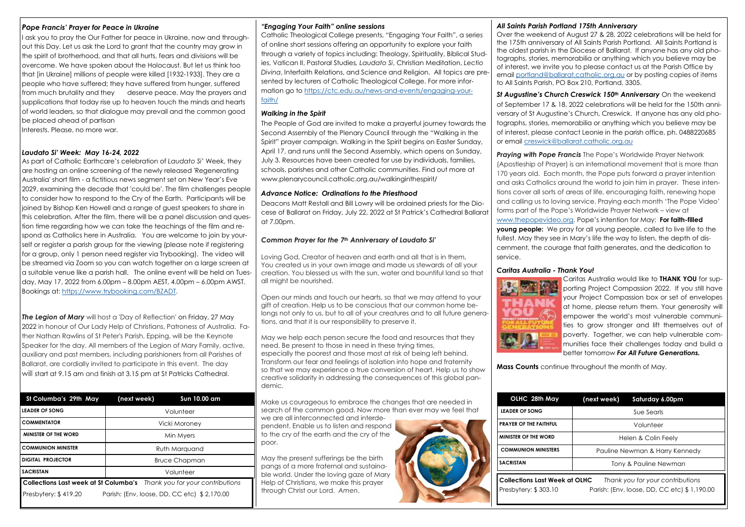### *Pope Francis' Prayer for Peace in Ukraine*

I ask you to pray the Our Father for peace in Ukraine, now and throughout this Day. Let us ask the Lord to grant that the country may grow in the spirit of brotherhood, and that all hurts, fears and divisions will be overcome. We have spoken about the Holocaust. But let us think too that [in Ukraine] millions of people were killed [1932-1933]. They are a people who have suffered; they have suffered from hunger, suffered from much brutality and they deserve peace. May the prayers and supplications that today rise up to heaven touch the minds and hearts of world leaders, so that dialogue may prevail and the common good be placed ahead of partisan
Interests. Please, no more war.

### *Laudato Si' Week: May 16-24, 2022*

As part of Catholic Earthcare's celebration of *Laudato Si'* Week, they are hosting an online screening of the newly released 'Regenerating Australia' short film - a fictitious news segment set on New Year's Eve 2029, examining the decade that 'could be'. The film challenges people to consider how to respond to the Cry of the Earth. Participants will be joined by Bishop Ken Howell and a range of guest speakers to share in this celebration. After the film, there will be a panel discussion and question time regarding how we can take the teachings of the film and respond as Catholics here in Australia. You are welcome to join by yourself or register a parish group for the viewing (please note if registering for a group, only 1 person need register via Trybooking). The video will be streamed via Zoom so you can watch together on a large screen at a suitable venue like a parish hall. The online event will be held on Tuesday, May 17, 2022 from 6.00pm – 8.00pm AEST, 4.00pm – 6.00pm AWST. Bookings at: https://www.trybooking.com/BZADT.

***The Legion of Mary*** will host a 'Day of Reflection' on Friday, 27 May 2022 in honour of Our Lady Help of Christians, Patroness of Australia. Father Nathan Rawlins of St Peter's Parish, Epping, will be the Keynote Speaker for the day. All members of the Legion of Mary Family, active, auxiliary and past members, including parishioners from all Parishes of Ballarat, are cordially invited to participate in this event. The day will start at 9.15 am and finish at 3.15 pm at St Patricks Cathedral.

| St Columba's 29th May | (next week) Sun 10.00 am |
|---|---|
| LEADER OF SONG | Volunteer |
| COMMENTATOR | Vicki Moroney |
| MINISTER OF THE WORD | Min Myers |
| COMMUNION MINISTER | Ruth Marquand |
| DIGITAL PROJECTOR | Bruce Chapman |
| SACRISTAN | Volunteer |

**Collections Last week at St Columba's** *Thank you for your contributions*
Presbytery: $ 419.20 Parish: (Env, loose, DD, CC etc) $ 2,170.00

### *"Engaging Your Faith" online sessions*

Catholic Theological College presents, "Engaging Your Faith", a series of online short sessions offering an opportunity to explore your faith through a variety of topics including: Theology, Spirituality, Biblical Studies, Vatican II, Pastoral Studies, *Laudato Si*, Christian Meditation, *Lectio Divina*, Interfaith Relations, and Science and Religion. All topics are presented by lecturers of Catholic Theological College. For more information go to https://ctc.edu.au/news-and-events/engaging-your-faith/

### *Walking in the Spirit*

The People of God are invited to make a prayerful journey towards the Second Assembly of the Plenary Council through the "Walking in the Spirit" prayer campaign. Walking in the Spirit begins on Easter Sunday, April 17, and runs until the Second Assembly, which opens on Sunday, July 3. Resources have been created for use by individuals, families, schools, parishes and other Catholic communities. Find out more at www.plenarycouncil.catholic.org.au/walkinginthespirit/

### *Advance Notice: Ordinations to the Priesthood*

Deacons Matt Restall and Bill Lowry will be ordained priests for the Diocese of Ballarat on Friday, July 22, 2022 at St Patrick's Cathedral Ballarat at 7.00pm.

### *Common Prayer for the 7th Anniversary of Laudato Si'*

Loving God, Creator of heaven and earth and all that is in them, You created us in your own image and made us stewards of all your creation. You blessed us with the sun, water and bountiful land so that all might be nourished.

Open our minds and touch our hearts, so that we may attend to your gift of creation. Help us to be conscious that our common home belongs not only to us, but to all of your creatures and to all future generations, and that it is our responsibility to preserve it.

May we help each person secure the food and resources that they need. Be present to those in need in these trying times, especially the poorest and those most at risk of being left behind. Transform our fear and feelings of isolation into hope and fraternity so that we may experience a true conversion of heart. Help us to show creative solidarity in addressing the consequences of this global pandemic.

Make us courageous to embrace the changes that are needed in search of the common good. Now more than ever may we feel that we are all interconnected and interdependent. Enable us to listen and respond to the cry of the earth and the cry of the poor.

May the present sufferings be the birth pangs of a more fraternal and sustainable world. Under the loving gaze of Mary Help of Christians, we make this prayer through Christ our Lord. *Amen*.

### *All Saints Parish Portland 175th Anniversary*

Over the weekend of August 27 & 28, 2022 celebrations will be held for the 175th anniversary of All Saints Parish Portland. All Saints Portland is the oldest parish in the Diocese of Ballarat. If anyone has any old photographs, stories, memorabilia or anything which you believe may be of interest, we invite you to please contact us at the Parish Office by email portland@ballarat.catholic.org.au or by posting copies of items to All Saints Parish, PO Box 210, Portland, 3305.

***St Augustine's Church Creswick 150th Anniversary*** On the weekend of September 17 & 18, 2022 celebrations will be held for the 150th anniversary of St Augustine's Church, Creswick. If anyone has any old photographs, stories, memorabilia or anything which you believe may be of interest, please contact Leonie in the parish office, ph. 0488220685 or email creswick@ballarat.catholic.org.au

***Praying with Pope Francis*** The Pope's Worldwide Prayer Network (Apostleship of Prayer) is an international movement that is more than 170 years old. Each month, the Pope puts forward a prayer intention and asks Catholics around the world to join him in prayer. These intentions cover all sorts of areas of life, encouraging faith, renewing hope and calling us to loving service. Praying each month 'The Pope Video' forms part of the Pope's Worldwide Prayer Network – view at www.thepopevideo.org. Pope's intention for May: **For faith-filled young people:** We pray for all young people, called to live life to the fullest. May they see in Mary's life the way to listen, the depth of discernment, the courage that faith generates, and the dedication to service.

### *Caritas Australia - Thank You!*

Caritas Australia would like to **THANK YOU** for supporting Project Compassion 2022. If you still have your Project Compassion box or set of envelopes at home, please return them. Your generosity will empower the world's most vulnerable communities to grow stronger and lift themselves out of poverty. Together, we can help vulnerable communities face their challenges today and build a better tomorrow ***For All Future Generations.***

**Mass Counts** continue throughout the month of May.

| OLHC 28th May | (next week) Saturday 6.00pm |
|---|---|
| LEADER OF SONG | Sue Searls |
| PRAYER OF THE FAITHFUL | Volunteer |
| MINISTER OF THE WORD | Helen & Colin Feely |
| COMMUNION MINISTERS | Pauline Newman & Harry Kennedy |
| SACRISTAN | Tony & Pauline Newman |

**Collections Last Week at OLHC** *Thank you for your contributions*
Presbytery: $ 303.10 Parish: (Env, loose, DD, CC etc) $ 1,190.00